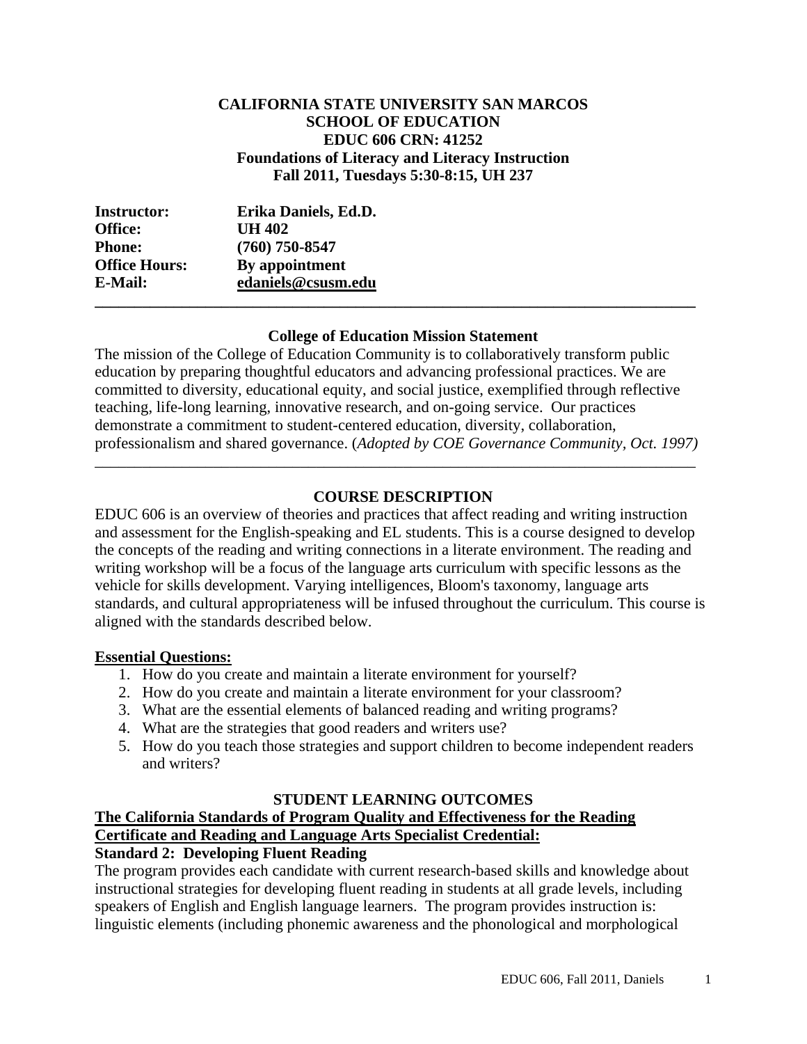**CALIFORNIA STATE UNIVERSITY SAN MARCOS**
**SCHOOL OF EDUCATION**
**EDUC 606 CRN: 41252**
**Foundations of Literacy and Literacy Instruction**
**Fall 2011, Tuesdays 5:30-8:15, UH 237**

| | |
|---|---|
| **Instructor:** | **Erika Daniels, Ed.D.** |
| **Office:** | **UH 402** |
| **Phone:** | **(760) 750-8547** |
| **Office Hours:** | **By appointment** |
| **E-Mail:** | **edaniels@csusm.edu** |

---

### College of Education Mission Statement

The mission of the College of Education Community is to collaboratively transform public education by preparing thoughtful educators and advancing professional practices. We are committed to diversity, educational equity, and social justice, exemplified through reflective teaching, life-long learning, innovative research, and on-going service. Our practices demonstrate a commitment to student-centered education, diversity, collaboration, professionalism and shared governance. (*Adopted by COE Governance Community, Oct. 1997)*

---

## COURSE DESCRIPTION

EDUC 606 is an overview of theories and practices that affect reading and writing instruction and assessment for the English-speaking and EL students. This is a course designed to develop the concepts of the reading and writing connections in a literate environment. The reading and writing workshop will be a focus of the language arts curriculum with specific lessons as the vehicle for skills development. Varying intelligences, Bloom's taxonomy, language arts standards, and cultural appropriateness will be infused throughout the curriculum. This course is aligned with the standards described below.

**Essential Questions:**

1. How do you create and maintain a literate environment for yourself?
2. How do you create and maintain a literate environment for your classroom?
3. What are the essential elements of balanced reading and writing programs?
4. What are the strategies that good readers and writers use?
5. How do you teach those strategies and support children to become independent readers and writers?

## STUDENT LEARNING OUTCOMES

**The California Standards of Program Quality and Effectiveness for the Reading Certificate and Reading and Language Arts Specialist Credential:**

**Standard 2: Developing Fluent Reading**

The program provides each candidate with current research-based skills and knowledge about instructional strategies for developing fluent reading in students at all grade levels, including speakers of English and English language learners. The program provides instruction is: linguistic elements (including phonemic awareness and the phonological and morphological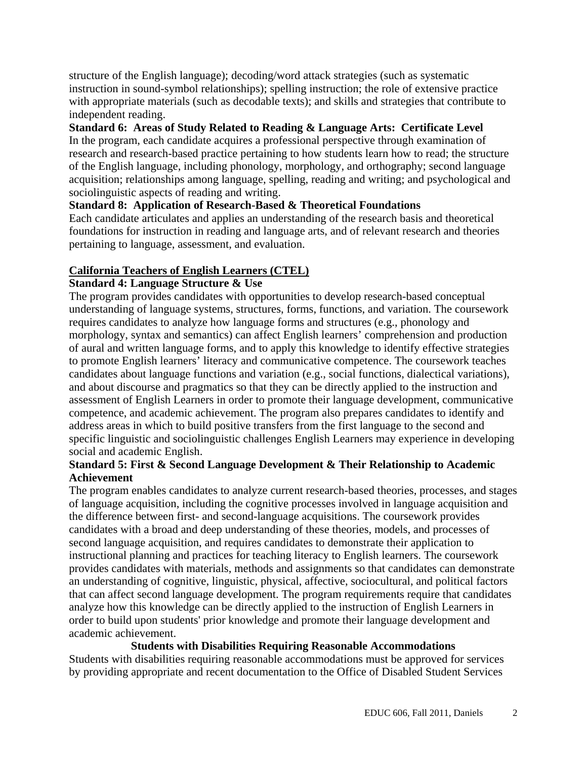structure of the English language); decoding/word attack strategies (such as systematic instruction in sound-symbol relationships); spelling instruction; the role of extensive practice with appropriate materials (such as decodable texts); and skills and strategies that contribute to independent reading.

**Standard 6: Areas of Study Related to Reading & Language Arts: Certificate Level**
In the program, each candidate acquires a professional perspective through examination of research and research-based practice pertaining to how students learn how to read; the structure of the English language, including phonology, morphology, and orthography; second language acquisition; relationships among language, spelling, reading and writing; and psychological and sociolinguistic aspects of reading and writing.

**Standard 8: Application of Research-Based & Theoretical Foundations**
Each candidate articulates and applies an understanding of the research basis and theoretical foundations for instruction in reading and language arts, and of relevant research and theories pertaining to language, assessment, and evaluation.

**California Teachers of English Learners (CTEL)**

**Standard 4: Language Structure & Use**
The program provides candidates with opportunities to develop research-based conceptual understanding of language systems, structures, forms, functions, and variation. The coursework requires candidates to analyze how language forms and structures (e.g., phonology and morphology, syntax and semantics) can affect English learners' comprehension and production of aural and written language forms, and to apply this knowledge to identify effective strategies to promote English learners' literacy and communicative competence. The coursework teaches candidates about language functions and variation (e.g., social functions, dialectical variations), and about discourse and pragmatics so that they can be directly applied to the instruction and assessment of English Learners in order to promote their language development, communicative competence, and academic achievement. The program also prepares candidates to identify and address areas in which to build positive transfers from the first language to the second and specific linguistic and sociolinguistic challenges English Learners may experience in developing social and academic English.

**Standard 5: First & Second Language Development & Their Relationship to Academic Achievement**
The program enables candidates to analyze current research-based theories, processes, and stages of language acquisition, including the cognitive processes involved in language acquisition and the difference between first- and second-language acquisitions. The coursework provides candidates with a broad and deep understanding of these theories, models, and processes of second language acquisition, and requires candidates to demonstrate their application to instructional planning and practices for teaching literacy to English learners. The coursework provides candidates with materials, methods and assignments so that candidates can demonstrate an understanding of cognitive, linguistic, physical, affective, sociocultural, and political factors that can affect second language development. The program requirements require that candidates analyze how this knowledge can be directly applied to the instruction of English Learners in order to build upon students' prior knowledge and promote their language development and academic achievement.

**Students with Disabilities Requiring Reasonable Accommodations**

Students with disabilities requiring reasonable accommodations must be approved for services by providing appropriate and recent documentation to the Office of Disabled Student Services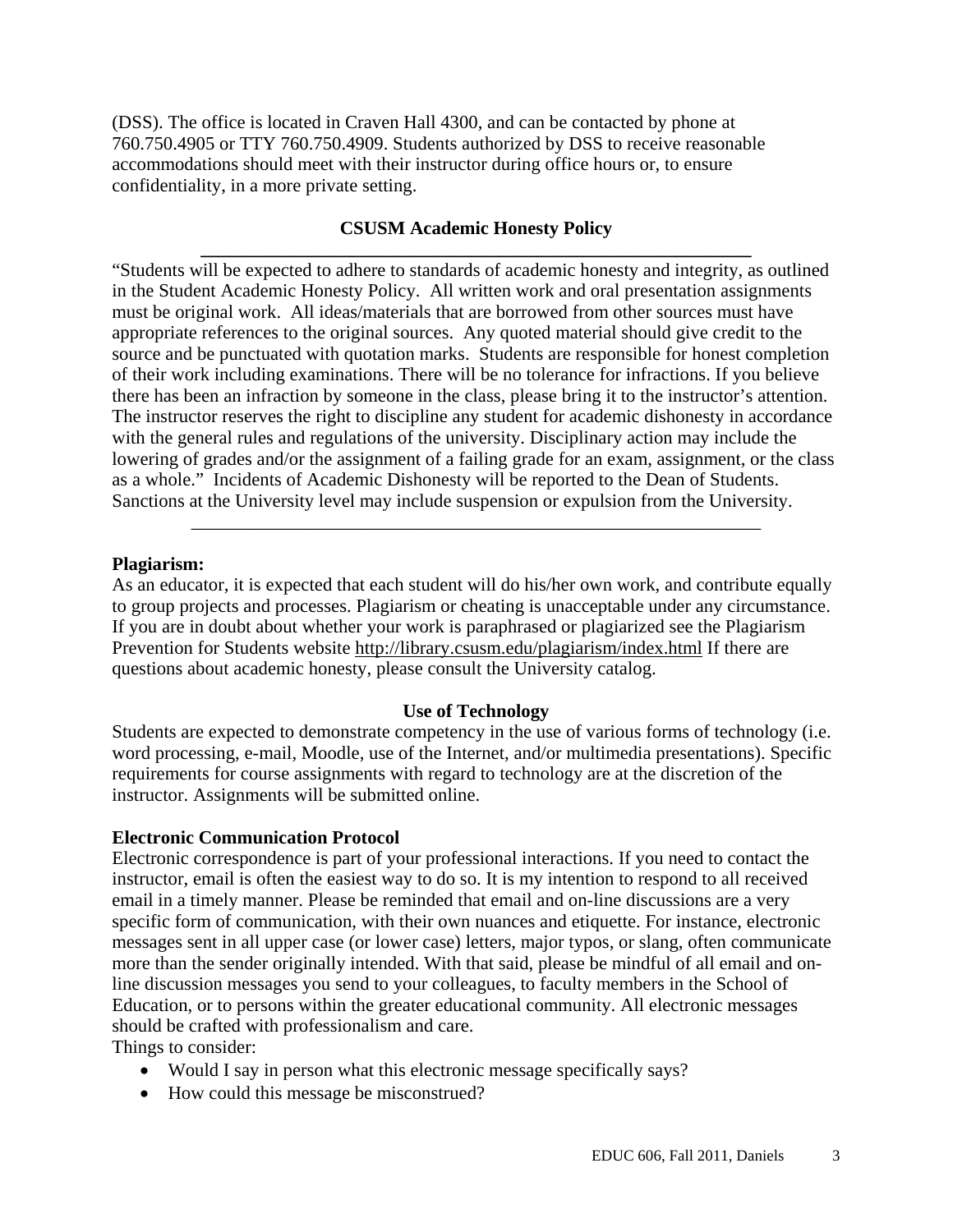(DSS). The office is located in Craven Hall 4300, and can be contacted by phone at 760.750.4905 or TTY 760.750.4909. Students authorized by DSS to receive reasonable accommodations should meet with their instructor during office hours or, to ensure confidentiality, in a more private setting.

## CSUSM Academic Honesty Policy

"Students will be expected to adhere to standards of academic honesty and integrity, as outlined in the Student Academic Honesty Policy. All written work and oral presentation assignments must be original work. All ideas/materials that are borrowed from other sources must have appropriate references to the original sources. Any quoted material should give credit to the source and be punctuated with quotation marks. Students are responsible for honest completion of their work including examinations. There will be no tolerance for infractions. If you believe there has been an infraction by someone in the class, please bring it to the instructor's attention. The instructor reserves the right to discipline any student for academic dishonesty in accordance with the general rules and regulations of the university. Disciplinary action may include the lowering of grades and/or the assignment of a failing grade for an exam, assignment, or the class as a whole." Incidents of Academic Dishonesty will be reported to the Dean of Students. Sanctions at the University level may include suspension or expulsion from the University.

---

**Plagiarism:**

As an educator, it is expected that each student will do his/her own work, and contribute equally to group projects and processes. Plagiarism or cheating is unacceptable under any circumstance. If you are in doubt about whether your work is paraphrased or plagiarized see the Plagiarism Prevention for Students website http://library.csusm.edu/plagiarism/index.html If there are questions about academic honesty, please consult the University catalog.

## Use of Technology

Students are expected to demonstrate competency in the use of various forms of technology (i.e. word processing, e-mail, Moodle, use of the Internet, and/or multimedia presentations). Specific requirements for course assignments with regard to technology are at the discretion of the instructor. Assignments will be submitted online.

**Electronic Communication Protocol**

Electronic correspondence is part of your professional interactions. If you need to contact the instructor, email is often the easiest way to do so. It is my intention to respond to all received email in a timely manner. Please be reminded that email and on-line discussions are a very specific form of communication, with their own nuances and etiquette. For instance, electronic messages sent in all upper case (or lower case) letters, major typos, or slang, often communicate more than the sender originally intended. With that said, please be mindful of all email and on-line discussion messages you send to your colleagues, to faculty members in the School of Education, or to persons within the greater educational community. All electronic messages should be crafted with professionalism and care.

Things to consider:

- Would I say in person what this electronic message specifically says?
- How could this message be misconstrued?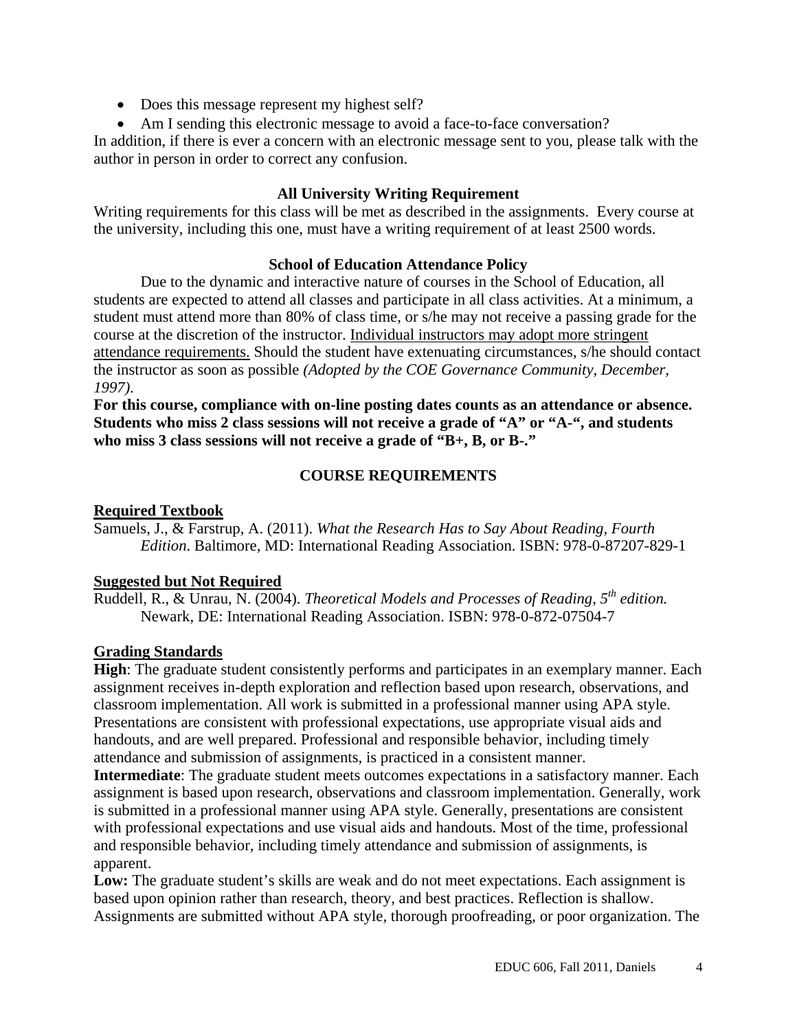- Does this message represent my highest self?
- Am I sending this electronic message to avoid a face-to-face conversation?

In addition, if there is ever a concern with an electronic message sent to you, please talk with the author in person in order to correct any confusion.

### All University Writing Requirement

Writing requirements for this class will be met as described in the assignments. Every course at the university, including this one, must have a writing requirement of at least 2500 words.

### School of Education Attendance Policy

Due to the dynamic and interactive nature of courses in the School of Education, all students are expected to attend all classes and participate in all class activities. At a minimum, a student must attend more than 80% of class time, or s/he may not receive a passing grade for the course at the discretion of the instructor. Individual instructors may adopt more stringent attendance requirements. Should the student have extenuating circumstances, s/he should contact the instructor as soon as possible *(Adopted by the COE Governance Community, December, 1997)*.

**For this course, compliance with on-line posting dates counts as an attendance or absence. Students who miss 2 class sessions will not receive a grade of "A" or "A-", and students who miss 3 class sessions will not receive a grade of "B+, B, or B-."**

## COURSE REQUIREMENTS

### Required Textbook

Samuels, J., & Farstrup, A. (2011). *What the Research Has to Say About Reading, Fourth Edition*. Baltimore, MD: International Reading Association. ISBN: 978-0-87207-829-1

### Suggested but Not Required

Ruddell, R., & Unrau, N. (2004). *Theoretical Models and Processes of Reading, 5th edition.* Newark, DE: International Reading Association. ISBN: 978-0-872-07504-7

### Grading Standards

**High**: The graduate student consistently performs and participates in an exemplary manner. Each assignment receives in-depth exploration and reflection based upon research, observations, and classroom implementation. All work is submitted in a professional manner using APA style. Presentations are consistent with professional expectations, use appropriate visual aids and handouts, and are well prepared. Professional and responsible behavior, including timely attendance and submission of assignments, is practiced in a consistent manner.

**Intermediate**: The graduate student meets outcomes expectations in a satisfactory manner. Each assignment is based upon research, observations and classroom implementation. Generally, work is submitted in a professional manner using APA style. Generally, presentations are consistent with professional expectations and use visual aids and handouts. Most of the time, professional and responsible behavior, including timely attendance and submission of assignments, is apparent.

**Low:** The graduate student's skills are weak and do not meet expectations. Each assignment is based upon opinion rather than research, theory, and best practices. Reflection is shallow. Assignments are submitted without APA style, thorough proofreading, or poor organization. The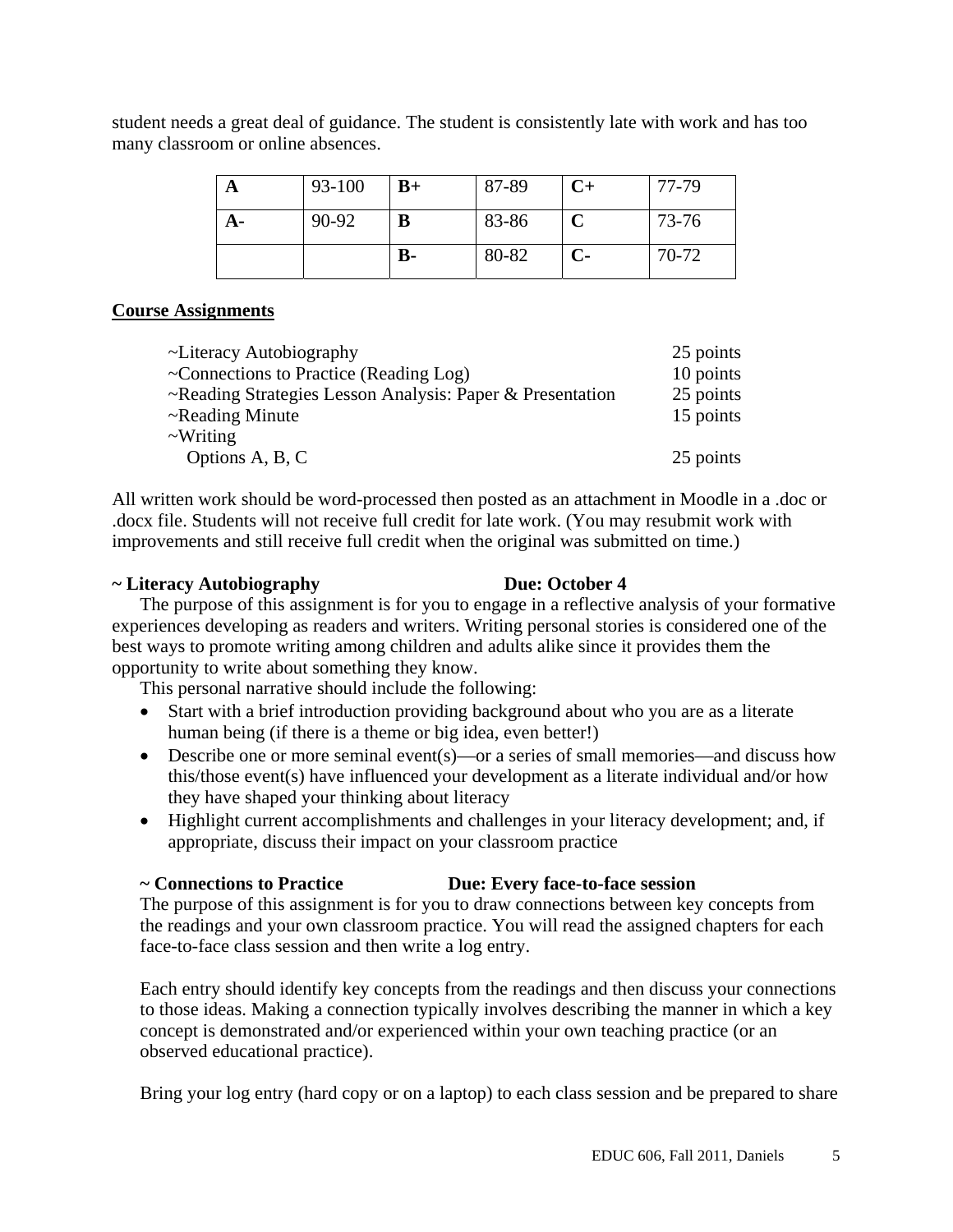student needs a great deal of guidance. The student is consistently late with work and has too many classroom or online absences.

| **A** | 93-100 | **B+** | 87-89 | **C+** | 77-79 |
|---|---|---|---|---|---|
| **A-** | 90-92 | **B** | 83-86 | **C** | 73-76 |
| | | **B-** | 80-82 | **C-** | 70-72 |

**Course Assignments**

| | |
|---|---|
| ~Literacy Autobiography | 25 points |
| ~Connections to Practice (Reading Log) | 10 points |
| ~Reading Strategies Lesson Analysis: Paper & Presentation | 25 points |
| ~Reading Minute | 15 points |
| ~Writing<br>Options A, B, C | 25 points |

All written work should be word-processed then posted as an attachment in Moodle in a .doc or .docx file. Students will not receive full credit for late work. (You may resubmit work with improvements and still receive full credit when the original was submitted on time.)

**~ Literacy Autobiography Due: October 4**

The purpose of this assignment is for you to engage in a reflective analysis of your formative experiences developing as readers and writers. Writing personal stories is considered one of the best ways to promote writing among children and adults alike since it provides them the opportunity to write about something they know.

This personal narrative should include the following:

- Start with a brief introduction providing background about who you are as a literate human being (if there is a theme or big idea, even better!)
- Describe one or more seminal event(s)—or a series of small memories—and discuss how this/those event(s) have influenced your development as a literate individual and/or how they have shaped your thinking about literacy
- Highlight current accomplishments and challenges in your literacy development; and, if appropriate, discuss their impact on your classroom practice

**~ Connections to Practice Due: Every face-to-face session**

The purpose of this assignment is for you to draw connections between key concepts from the readings and your own classroom practice. You will read the assigned chapters for each face-to-face class session and then write a log entry.

Each entry should identify key concepts from the readings and then discuss your connections to those ideas. Making a connection typically involves describing the manner in which a key concept is demonstrated and/or experienced within your own teaching practice (or an observed educational practice).

Bring your log entry (hard copy or on a laptop) to each class session and be prepared to share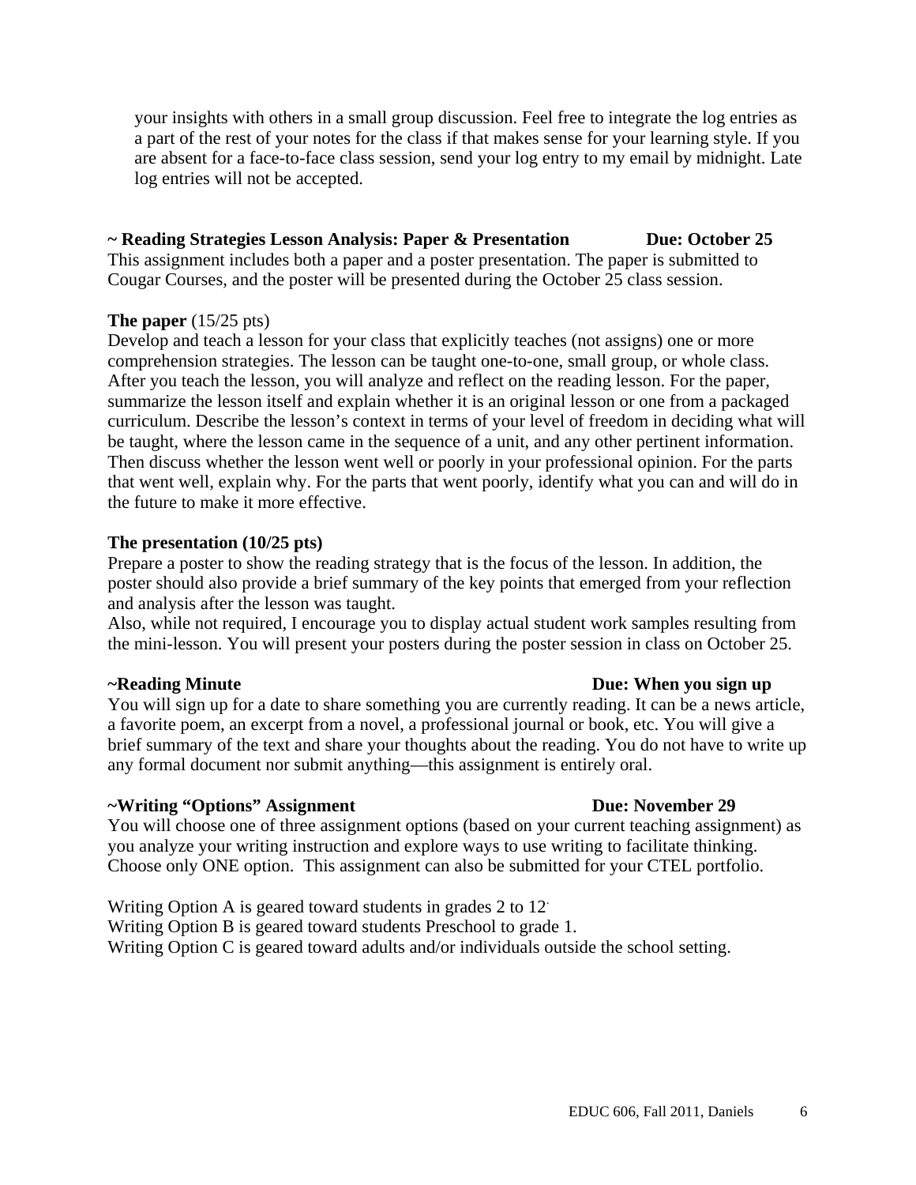your insights with others in a small group discussion. Feel free to integrate the log entries as a part of the rest of your notes for the class if that makes sense for your learning style. If you are absent for a face-to-face class session, send your log entry to my email by midnight. Late log entries will not be accepted.

**~ Reading Strategies Lesson Analysis: Paper & Presentation Due: October 25**

This assignment includes both a paper and a poster presentation. The paper is submitted to Cougar Courses, and the poster will be presented during the October 25 class session.

**The paper** (15/25 pts)

Develop and teach a lesson for your class that explicitly teaches (not assigns) one or more comprehension strategies. The lesson can be taught one-to-one, small group, or whole class. After you teach the lesson, you will analyze and reflect on the reading lesson. For the paper, summarize the lesson itself and explain whether it is an original lesson or one from a packaged curriculum. Describe the lesson's context in terms of your level of freedom in deciding what will be taught, where the lesson came in the sequence of a unit, and any other pertinent information. Then discuss whether the lesson went well or poorly in your professional opinion. For the parts that went well, explain why. For the parts that went poorly, identify what you can and will do in the future to make it more effective.

**The presentation (10/25 pts)**

Prepare a poster to show the reading strategy that is the focus of the lesson. In addition, the poster should also provide a brief summary of the key points that emerged from your reflection and analysis after the lesson was taught.

Also, while not required, I encourage you to display actual student work samples resulting from the mini-lesson. You will present your posters during the poster session in class on October 25.

**~Reading Minute Due: When you sign up**

You will sign up for a date to share something you are currently reading. It can be a news article, a favorite poem, an excerpt from a novel, a professional journal or book, etc. You will give a brief summary of the text and share your thoughts about the reading. You do not have to write up any formal document nor submit anything—this assignment is entirely oral.

**~Writing "Options" Assignment Due: November 29**

You will choose one of three assignment options (based on your current teaching assignment) as you analyze your writing instruction and explore ways to use writing to facilitate thinking. Choose only ONE option. This assignment can also be submitted for your CTEL portfolio.

Writing Option A is geared toward students in grades 2 to 12.

Writing Option B is geared toward students Preschool to grade 1.

Writing Option C is geared toward adults and/or individuals outside the school setting.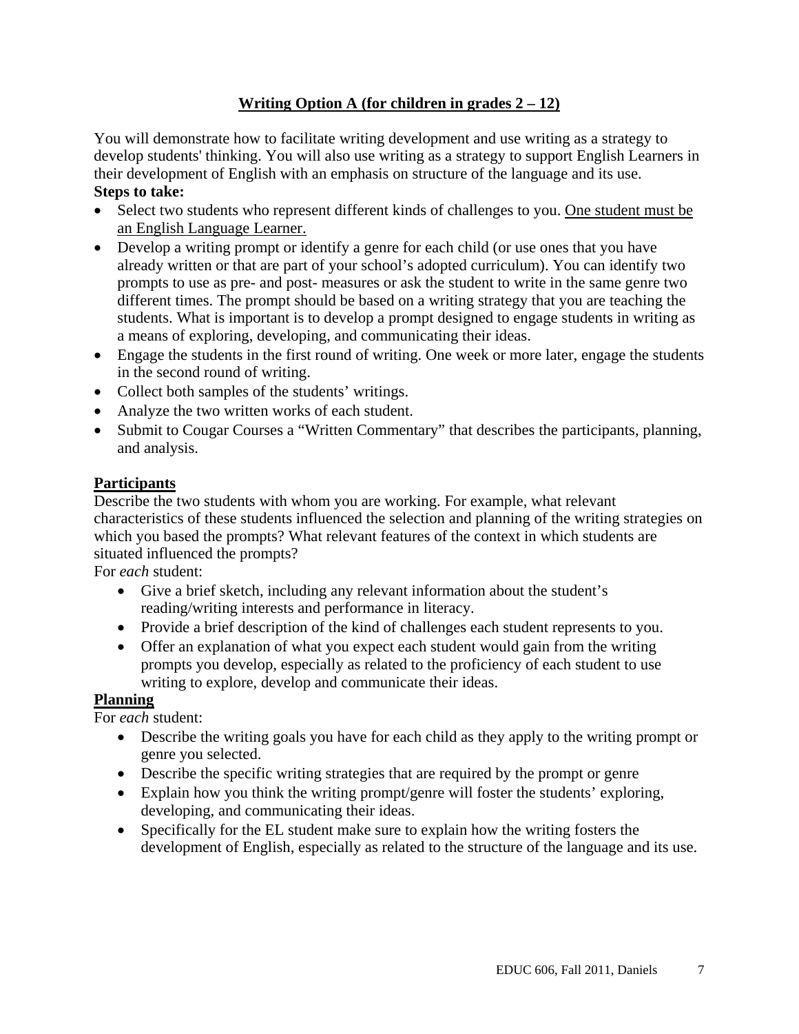## Writing Option A (for children in grades 2 – 12)

You will demonstrate how to facilitate writing development and use writing as a strategy to develop students' thinking. You will also use writing as a strategy to support English Learners in their development of English with an emphasis on structure of the language and its use.

**Steps to take:**

- Select two students who represent different kinds of challenges to you. <u>One student must be an English Language Learner.</u>
- Develop a writing prompt or identify a genre for each child (or use ones that you have already written or that are part of your school's adopted curriculum). You can identify two prompts to use as pre- and post- measures or ask the student to write in the same genre two different times. The prompt should be based on a writing strategy that you are teaching the students. What is important is to develop a prompt designed to engage students in writing as a means of exploring, developing, and communicating their ideas.
- Engage the students in the first round of writing. One week or more later, engage the students in the second round of writing.
- Collect both samples of the students' writings.
- Analyze the two written works of each student.
- Submit to Cougar Courses a "Written Commentary" that describes the participants, planning, and analysis.

### Participants

Describe the two students with whom you are working. For example, what relevant characteristics of these students influenced the selection and planning of the writing strategies on which you based the prompts? What relevant features of the context in which students are situated influenced the prompts?

For *each* student:

- Give a brief sketch, including any relevant information about the student's reading/writing interests and performance in literacy.
- Provide a brief description of the kind of challenges each student represents to you.
- Offer an explanation of what you expect each student would gain from the writing prompts you develop, especially as related to the proficiency of each student to use writing to explore, develop and communicate their ideas.

### Planning

For *each* student:

- Describe the writing goals you have for each child as they apply to the writing prompt or genre you selected.
- Describe the specific writing strategies that are required by the prompt or genre
- Explain how you think the writing prompt/genre will foster the students' exploring, developing, and communicating their ideas.
- Specifically for the EL student make sure to explain how the writing fosters the development of English, especially as related to the structure of the language and its use.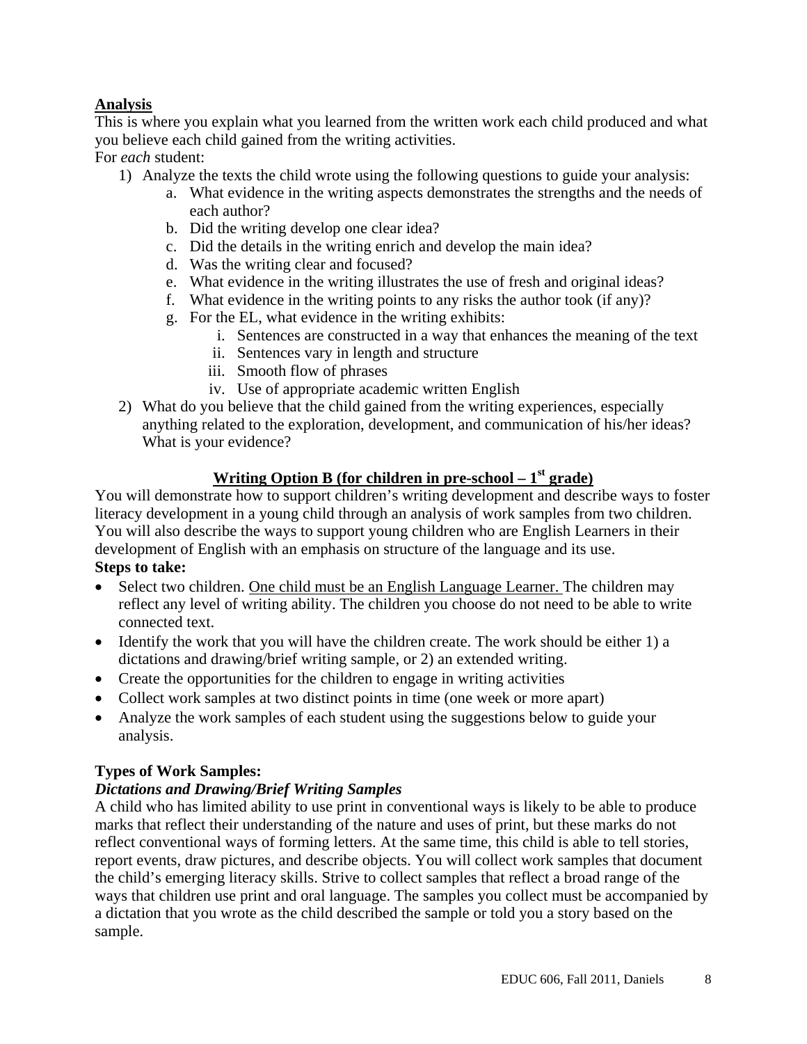**<u>Analysis</u>**

This is where you explain what you learned from the written work each child produced and what you believe each child gained from the writing activities.

For *each* student:

1) Analyze the texts the child wrote using the following questions to guide your analysis:
    a. What evidence in the writing aspects demonstrates the strengths and the needs of each author?
    b. Did the writing develop one clear idea?
    c. Did the details in the writing enrich and develop the main idea?
    d. Was the writing clear and focused?
    e. What evidence in the writing illustrates the use of fresh and original ideas?
    f. What evidence in the writing points to any risks the author took (if any)?
    g. For the EL, what evidence in the writing exhibits:
        i. Sentences are constructed in a way that enhances the meaning of the text
        ii. Sentences vary in length and structure
        iii. Smooth flow of phrases
        iv. Use of appropriate academic written English
2) What do you believe that the child gained from the writing experiences, especially anything related to the exploration, development, and communication of his/her ideas? What is your evidence?

## <u>Writing Option B (for children in pre-school – 1st grade)</u>

You will demonstrate how to support children's writing development and describe ways to foster literacy development in a young child through an analysis of work samples from two children. You will also describe the ways to support young children who are English Learners in their development of English with an emphasis on structure of the language and its use.

**Steps to take:**

- Select two children. <u>One child must be an English Language Learner.</u> The children may reflect any level of writing ability. The children you choose do not need to be able to write connected text.
- Identify the work that you will have the children create. The work should be either 1) a dictations and drawing/brief writing sample, or 2) an extended writing.
- Create the opportunities for the children to engage in writing activities
- Collect work samples at two distinct points in time (one week or more apart)
- Analyze the work samples of each student using the suggestions below to guide your analysis.

**Types of Work Samples:**

***Dictations and Drawing/Brief Writing Samples***

A child who has limited ability to use print in conventional ways is likely to be able to produce marks that reflect their understanding of the nature and uses of print, but these marks do not reflect conventional ways of forming letters. At the same time, this child is able to tell stories, report events, draw pictures, and describe objects. You will collect work samples that document the child's emerging literacy skills. Strive to collect samples that reflect a broad range of the ways that children use print and oral language. The samples you collect must be accompanied by a dictation that you wrote as the child described the sample or told you a story based on the sample.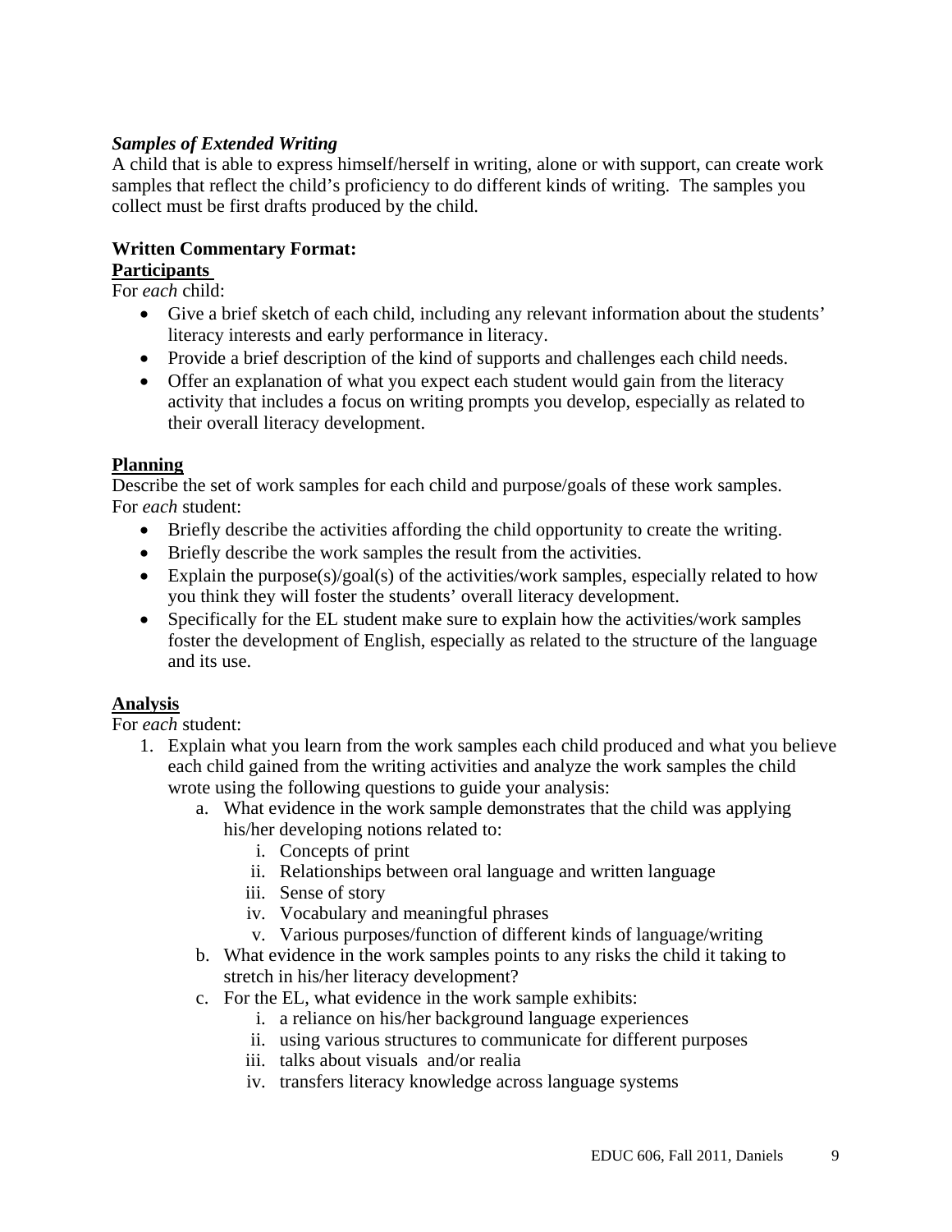***Samples of Extended Writing***

A child that is able to express himself/herself in writing, alone or with support, can create work samples that reflect the child's proficiency to do different kinds of writing. The samples you collect must be first drafts produced by the child.

**Written Commentary Format:**

**<u>Participants</u>**

For *each* child:

- Give a brief sketch of each child, including any relevant information about the students' literacy interests and early performance in literacy.
- Provide a brief description of the kind of supports and challenges each child needs.
- Offer an explanation of what you expect each student would gain from the literacy activity that includes a focus on writing prompts you develop, especially as related to their overall literacy development.

**<u>Planning</u>**

Describe the set of work samples for each child and purpose/goals of these work samples.
For *each* student:

- Briefly describe the activities affording the child opportunity to create the writing.
- Briefly describe the work samples the result from the activities.
- Explain the purpose(s)/goal(s) of the activities/work samples, especially related to how you think they will foster the students' overall literacy development.
- Specifically for the EL student make sure to explain how the activities/work samples foster the development of English, especially as related to the structure of the language and its use.

**<u>Analysis</u>**

For *each* student:

1. Explain what you learn from the work samples each child produced and what you believe each child gained from the writing activities and analyze the work samples the child wrote using the following questions to guide your analysis:
    a. What evidence in the work sample demonstrates that the child was applying his/her developing notions related to:
        i. Concepts of print
        ii. Relationships between oral language and written language
        iii. Sense of story
        iv. Vocabulary and meaningful phrases
        v. Various purposes/function of different kinds of language/writing
    b. What evidence in the work samples points to any risks the child it taking to stretch in his/her literacy development?
    c. For the EL, what evidence in the work sample exhibits:
        i. a reliance on his/her background language experiences
        ii. using various structures to communicate for different purposes
        iii. talks about visuals and/or realia
        iv. transfers literacy knowledge across language systems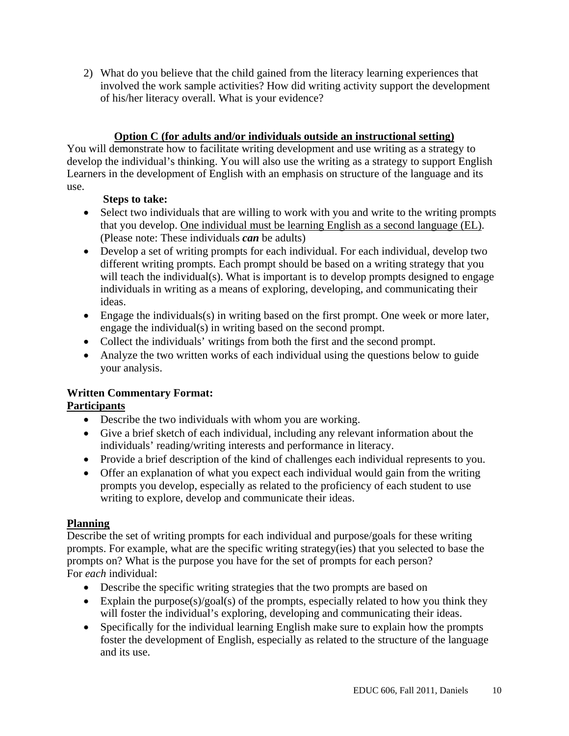2) What do you believe that the child gained from the literacy learning experiences that involved the work sample activities? How did writing activity support the development of his/her literacy overall. What is your evidence?

## Option C (for adults and/or individuals outside an instructional setting)

You will demonstrate how to facilitate writing development and use writing as a strategy to develop the individual's thinking. You will also use the writing as a strategy to support English Learners in the development of English with an emphasis on structure of the language and its use.

**Steps to take:**

- Select two individuals that are willing to work with you and write to the writing prompts that you develop. <u>One individual must be learning English as a second language (EL)</u>. (Please note: These individuals ***can*** be adults)
- Develop a set of writing prompts for each individual. For each individual, develop two different writing prompts. Each prompt should be based on a writing strategy that you will teach the individual(s). What is important is to develop prompts designed to engage individuals in writing as a means of exploring, developing, and communicating their ideas.
- Engage the individuals(s) in writing based on the first prompt. One week or more later, engage the individual(s) in writing based on the second prompt.
- Collect the individuals' writings from both the first and the second prompt.
- Analyze the two written works of each individual using the questions below to guide your analysis.

**Written Commentary Format:**

**<u>Participants</u>**

- Describe the two individuals with whom you are working.
- Give a brief sketch of each individual, including any relevant information about the individuals' reading/writing interests and performance in literacy.
- Provide a brief description of the kind of challenges each individual represents to you.
- Offer an explanation of what you expect each individual would gain from the writing prompts you develop, especially as related to the proficiency of each student to use writing to explore, develop and communicate their ideas.

**<u>Planning</u>**

Describe the set of writing prompts for each individual and purpose/goals for these writing prompts. For example, what are the specific writing strategy(ies) that you selected to base the prompts on? What is the purpose you have for the set of prompts for each person?
For *each* individual:

- Describe the specific writing strategies that the two prompts are based on
- Explain the purpose(s)/goal(s) of the prompts, especially related to how you think they will foster the individual's exploring, developing and communicating their ideas.
- Specifically for the individual learning English make sure to explain how the prompts foster the development of English, especially as related to the structure of the language and its use.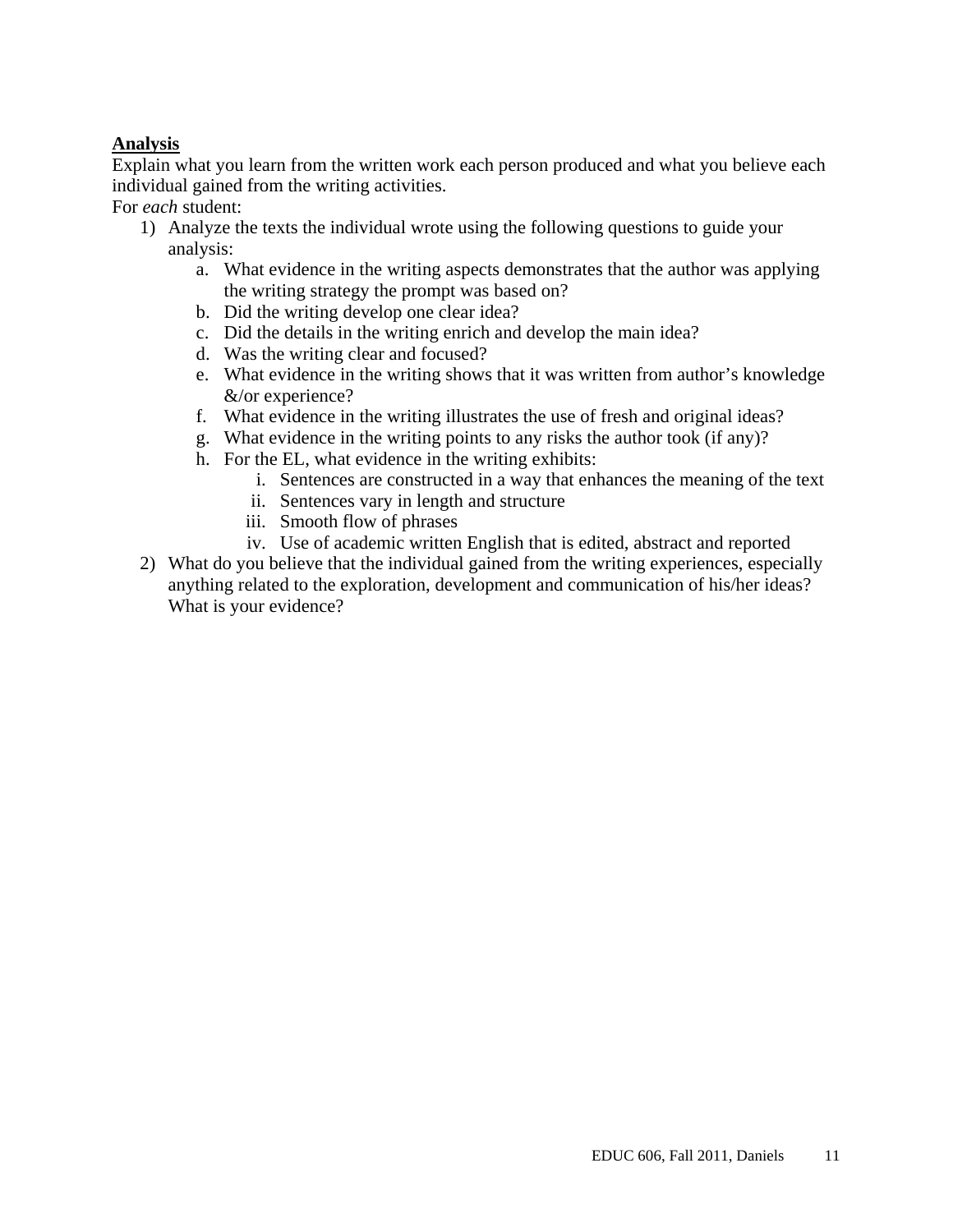**Analysis**

Explain what you learn from the written work each person produced and what you believe each individual gained from the writing activities.

For *each* student:

1) Analyze the texts the individual wrote using the following questions to guide your analysis:
    a. What evidence in the writing aspects demonstrates that the author was applying the writing strategy the prompt was based on?
    b. Did the writing develop one clear idea?
    c. Did the details in the writing enrich and develop the main idea?
    d. Was the writing clear and focused?
    e. What evidence in the writing shows that it was written from author's knowledge &/or experience?
    f. What evidence in the writing illustrates the use of fresh and original ideas?
    g. What evidence in the writing points to any risks the author took (if any)?
    h. For the EL, what evidence in the writing exhibits:
        i. Sentences are constructed in a way that enhances the meaning of the text
        ii. Sentences vary in length and structure
        iii. Smooth flow of phrases
        iv. Use of academic written English that is edited, abstract and reported
2) What do you believe that the individual gained from the writing experiences, especially anything related to the exploration, development and communication of his/her ideas? What is your evidence?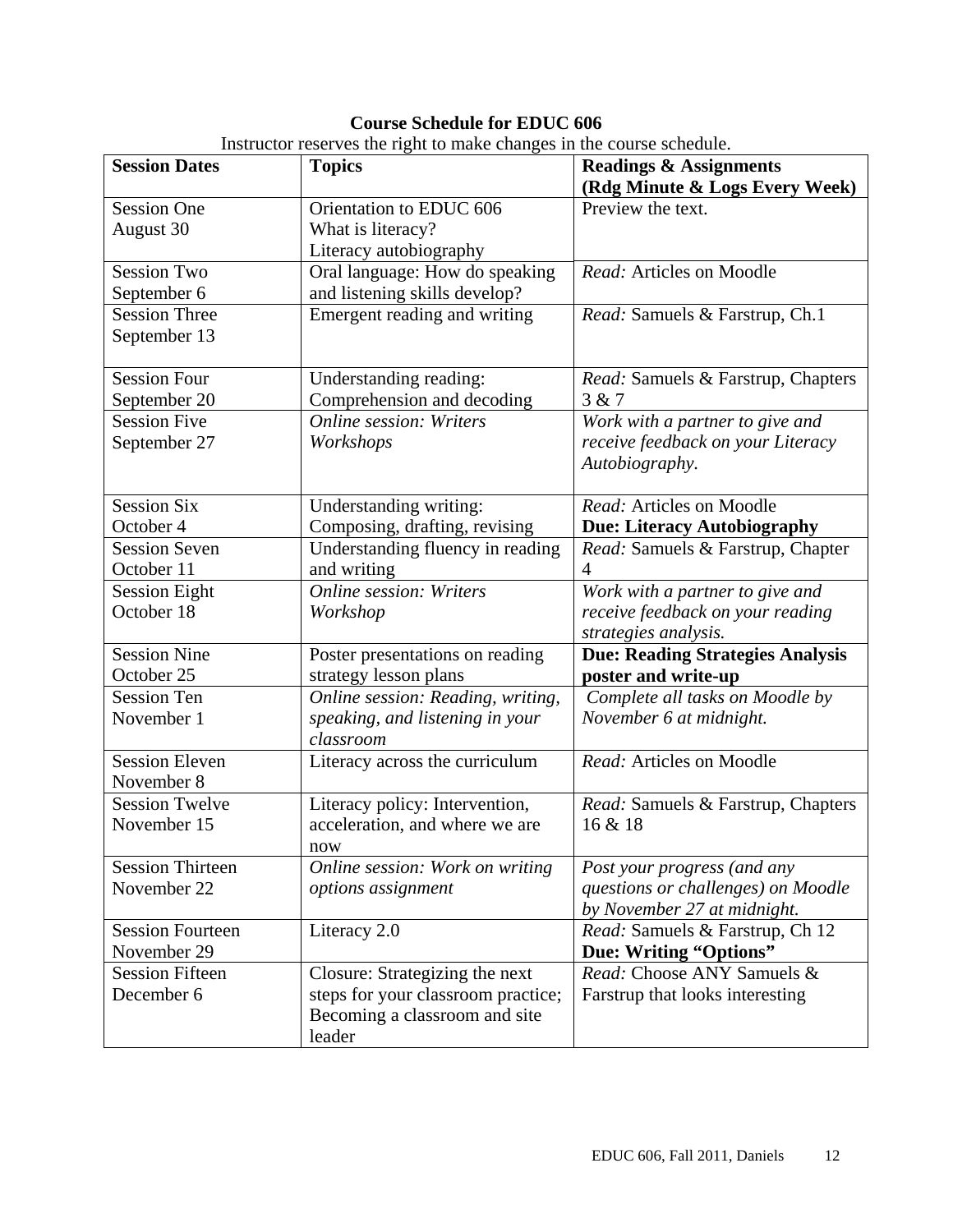**Course Schedule for EDUC 606**

Instructor reserves the right to make changes in the course schedule.

| **Session Dates** | **Topics** | **Readings & Assignments (Rdg Minute & Logs Every Week)** |
|---|---|---|
| Session One<br>August 30 | Orientation to EDUC 606<br>What is literacy?<br>Literacy autobiography | Preview the text. |
| Session Two<br>September 6 | Oral language: How do speaking and listening skills develop? | *Read:* Articles on Moodle |
| Session Three<br>September 13 | Emergent reading and writing | *Read:* Samuels & Farstrup, Ch.1 |
| Session Four<br>September 20 | Understanding reading: Comprehension and decoding | *Read:* Samuels & Farstrup, Chapters 3 & 7 |
| Session Five<br>September 27 | *Online session: Writers Workshops* | *Work with a partner to give and receive feedback on your Literacy Autobiography.* |
| Session Six<br>October 4 | Understanding writing: Composing, drafting, revising | *Read:* Articles on Moodle<br>**Due: Literacy Autobiography** |
| Session Seven<br>October 11 | Understanding fluency in reading and writing | *Read:* Samuels & Farstrup, Chapter 4 |
| Session Eight<br>October 18 | *Online session: Writers Workshop* | *Work with a partner to give and receive feedback on your reading strategies analysis.* |
| Session Nine<br>October 25 | Poster presentations on reading strategy lesson plans | **Due: Reading Strategies Analysis poster and write-up** |
| Session Ten<br>November 1 | *Online session: Reading, writing, speaking, and listening in your classroom* | *Complete all tasks on Moodle by November 6 at midnight.* |
| Session Eleven<br>November 8 | Literacy across the curriculum | *Read:* Articles on Moodle |
| Session Twelve<br>November 15 | Literacy policy: Intervention, acceleration, and where we are now | *Read:* Samuels & Farstrup, Chapters 16 & 18 |
| Session Thirteen<br>November 22 | *Online session: Work on writing options assignment* | *Post your progress (and any questions or challenges) on Moodle by November 27 at midnight.* |
| Session Fourteen<br>November 29 | Literacy 2.0 | *Read:* Samuels & Farstrup, Ch 12<br>**Due: Writing "Options"** |
| Session Fifteen<br>December 6 | Closure: Strategizing the next steps for your classroom practice; Becoming a classroom and site leader | *Read:* Choose ANY Samuels & Farstrup that looks interesting |